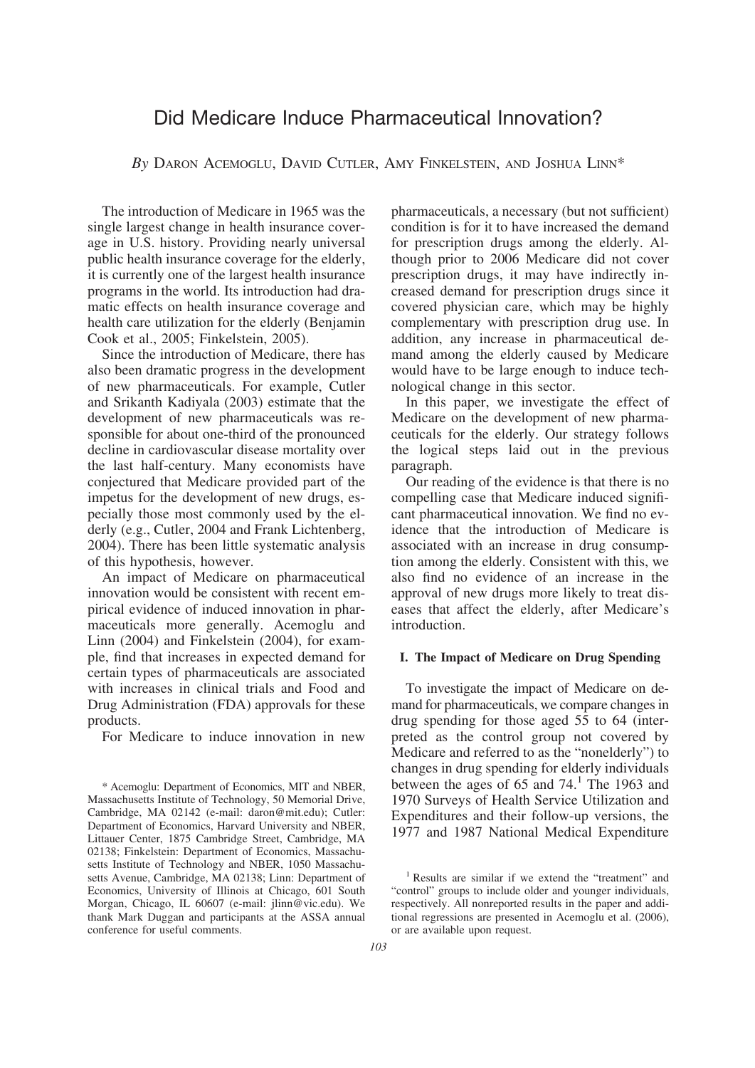# Did Medicare Induce Pharmaceutical Innovation?

*By* Daron Acemoglu, David Cutler, Amy Finkelstein, and Joshua Linn*

The introduction of Medicare in 1965 was the single largest change in health insurance coverage in U.S. history. Providing nearly universal public health insurance coverage for the elderly, it is currently one of the largest health insurance programs in the world. Its introduction had dramatic effects on health insurance coverage and health care utilization for the elderly (Benjamin Cook et al., 2005; Finkelstein, 2005).

Since the introduction of Medicare, there has also been dramatic progress in the development of new pharmaceuticals. For example, Cutler and Srikanth Kadiyala (2003) estimate that the development of new pharmaceuticals was responsible for about one-third of the pronounced decline in cardiovascular disease mortality over the last half-century. Many economists have conjectured that Medicare provided part of the impetus for the development of new drugs, especially those most commonly used by the elderly (e.g., Cutler, 2004 and Frank Lichtenberg, 2004). There has been little systematic analysis of this hypothesis, however.

An impact of Medicare on pharmaceutical innovation would be consistent with recent empirical evidence of induced innovation in pharmaceuticals more generally. Acemoglu and Linn (2004) and Finkelstein (2004), for example, find that increases in expected demand for certain types of pharmaceuticals are associated with increases in clinical trials and Food and Drug Administration (FDA) approvals for these products.

For Medicare to induce innovation in new pharmaceuticals, a necessary (but not sufficient) condition is for it to have increased the demand for prescription drugs among the elderly. Although prior to 2006 Medicare did not cover prescription drugs, it may have indirectly increased demand for prescription drugs since it covered physician care, which may be highly complementary with prescription drug use. In addition, any increase in pharmaceutical demand among the elderly caused by Medicare would have to be large enough to induce technological change in this sector.

In this paper, we investigate the effect of Medicare on the development of new pharmaceuticals for the elderly. Our strategy follows the logical steps laid out in the previous paragraph.

Our reading of the evidence is that there is no compelling case that Medicare induced significant pharmaceutical innovation. We find no evidence that the introduction of Medicare is associated with an increase in drug consumption among the elderly. Consistent with this, we also find no evidence of an increase in the approval of new drugs more likely to treat diseases that affect the elderly, after Medicare's introduction.

## I. The Impact of Medicare on Drug Spending

To investigate the impact of Medicare on demand for pharmaceuticals, we compare changes in drug spending for those aged 55 to 64 (interpreted as the control group not covered by Medicare and referred to as the "nonelderly") to changes in drug spending for elderly individuals between the ages of 65 and 74.[1] The 1963 and 1970 Surveys of Health Service Utilization and Expenditures and their follow-up versions, the 1977 and 1987 National Medical Expenditure

\* Acemoglu: Department of Economics, MIT and NBER, Massachusetts Institute of Technology, 50 Memorial Drive, Cambridge, MA 02142 (e-mail: daron@mit.edu); Cutler: Department of Economics, Harvard University and NBER, Littauer Center, 1875 Cambridge Street, Cambridge, MA 02138; Finkelstein: Department of Economics, Massachusetts Institute of Technology and NBER, 1050 Massachusetts Avenue, Cambridge, MA 02138; Linn: Department of Economics, University of Illinois at Chicago, 601 South Morgan, Chicago, IL 60607 (e-mail: jlinn@vic.edu). We thank Mark Duggan and participants at the ASSA annual conference for useful comments.

[1] Results are similar if we extend the "treatment" and "control" groups to include older and younger individuals, respectively. All nonreported results in the paper and additional regressions are presented in Acemoglu et al. (2006), or are available upon request.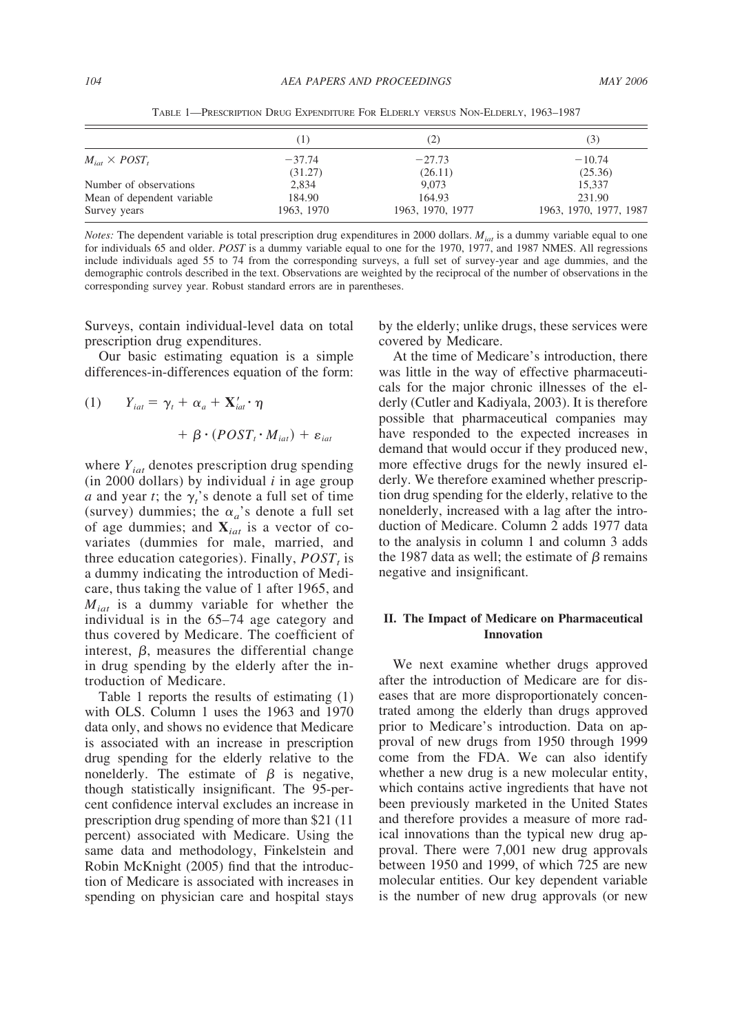TABLE 1—PRESCRIPTION DRUG EXPENDITURE FOR ELDERLY VERSUS NON-ELDERLY, 1963–1987

| | (1) | (2) | (3) |
|---|---|---|---|
| $M_{iat} \times POST_t$ | −37.74 | −27.73 | −10.74 |
| | (31.27) | (26.11) | (25.36) |
| Number of observations | 2,834 | 9,073 | 15,337 |
| Mean of dependent variable | 184.90 | 164.93 | 231.90 |
| Survey years | 1963, 1970 | 1963, 1970, 1977 | 1963, 1970, 1977, 1987 |

*Notes:* The dependent variable is total prescription drug expenditures in 2000 dollars. $M_{iat}$ is a dummy variable equal to one for individuals 65 and older. *POST* is a dummy variable equal to one for the 1970, 1977, and 1987 NMES. All regressions include individuals aged 55 to 74 from the corresponding surveys, a full set of survey-year and age dummies, and the demographic controls described in the text. Observations are weighted by the reciprocal of the number of observations in the corresponding survey year. Robust standard errors are in parentheses.

Surveys, contain individual-level data on total prescription drug expenditures.

Our basic estimating equation is a simple differences-in-differences equation of the form:

$$(1) \qquad Y_{iat} = \gamma_t + \alpha_a + \mathbf{X}'_{iat} \cdot \eta + \beta \cdot (POST_t \cdot M_{iat}) + \varepsilon_{iat}$$

where $Y_{iat}$ denotes prescription drug spending (in 2000 dollars) by individual $i$ in age group $a$ and year $t$; the $\gamma_t$'s denote a full set of time (survey) dummies; the $\alpha_a$'s denote a full set of age dummies; and $\mathbf{X}_{iat}$ is a vector of covariates (dummies for male, married, and three education categories). Finally, $POST_t$ is a dummy indicating the introduction of Medicare, thus taking the value of 1 after 1965, and $M_{iat}$ is a dummy variable for whether the individual is in the 65–74 age category and thus covered by Medicare. The coefficient of interest, $\beta$, measures the differential change in drug spending by the elderly after the introduction of Medicare.

Table 1 reports the results of estimating (1) with OLS. Column 1 uses the 1963 and 1970 data only, and shows no evidence that Medicare is associated with an increase in prescription drug spending for the elderly relative to the nonelderly. The estimate of $\beta$ is negative, though statistically insignificant. The 95-percent confidence interval excludes an increase in prescription drug spending of more than \$21 (11 percent) associated with Medicare. Using the same data and methodology, Finkelstein and Robin McKnight (2005) find that the introduction of Medicare is associated with increases in spending on physician care and hospital stays by the elderly; unlike drugs, these services were covered by Medicare.

At the time of Medicare's introduction, there was little in the way of effective pharmaceuticals for the major chronic illnesses of the elderly (Cutler and Kadiyala, 2003). It is therefore possible that pharmaceutical companies may have responded to the expected increases in demand that would occur if they produced new, more effective drugs for the newly insured elderly. We therefore examined whether prescription drug spending for the elderly, relative to the nonelderly, increased with a lag after the introduction of Medicare. Column 2 adds 1977 data to the analysis in column 1 and column 3 adds the 1987 data as well; the estimate of $\beta$ remains negative and insignificant.

## II. The Impact of Medicare on Pharmaceutical Innovation

We next examine whether drugs approved after the introduction of Medicare are for diseases that are more disproportionately concentrated among the elderly than drugs approved prior to Medicare's introduction. Data on approval of new drugs from 1950 through 1999 come from the FDA. We can also identify whether a new drug is a new molecular entity, which contains active ingredients that have not been previously marketed in the United States and therefore provides a measure of more radical innovations than the typical new drug approval. There were 7,001 new drug approvals between 1950 and 1999, of which 725 are new molecular entities. Our key dependent variable is the number of new drug approvals (or new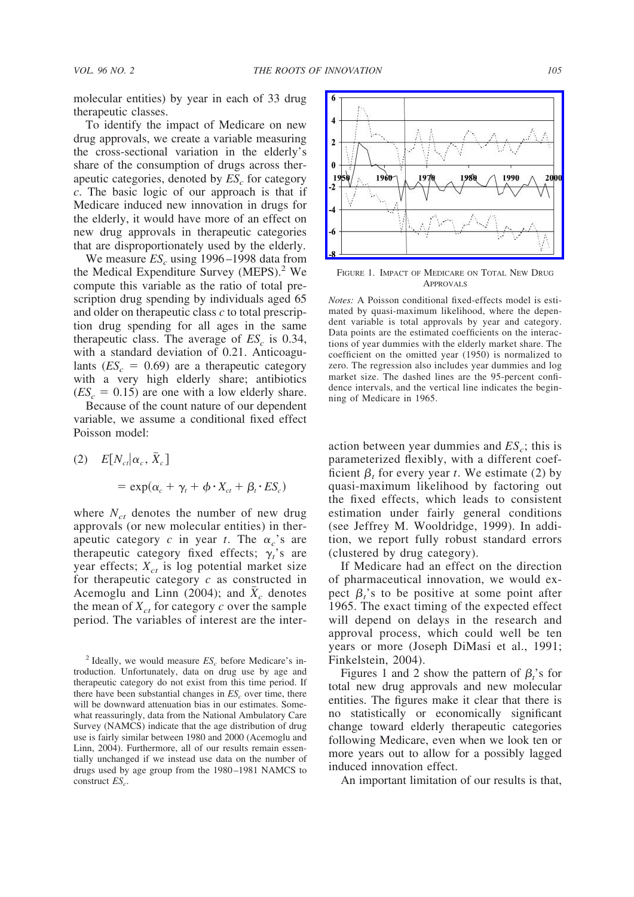molecular entities) by year in each of 33 drug therapeutic classes.

To identify the impact of Medicare on new drug approvals, we create a variable measuring the cross-sectional variation in the elderly's share of the consumption of drugs across therapeutic categories, denoted by $ES_c$ for category $c$. The basic logic of our approach is that if Medicare induced new innovation in drugs for the elderly, it would have more of an effect on new drug approvals in therapeutic categories that are disproportionately used by the elderly.

We measure $ES_c$ using 1996–1998 data from the Medical Expenditure Survey (MEPS).[2] We compute this variable as the ratio of total prescription drug spending by individuals aged 65 and older on therapeutic class $c$ to total prescription drug spending for all ages in the same therapeutic class. The average of $ES_c$ is 0.34, with a standard deviation of 0.21. Anticoagulants ($ES_c = 0.69$) are a therapeutic category with a very high elderly share; antibiotics ($ES_c = 0.15$) are one with a low elderly share.

Because of the count nature of our dependent variable, we assume a conditional fixed effect Poisson model:

$$(2) \quad E[N_{ct}|\alpha_c, \bar{X}_c] = \exp(\alpha_c + \gamma_t + \phi \cdot X_{ct} + \beta_t \cdot ES_c)$$

where $N_{ct}$ denotes the number of new drug approvals (or new molecular entities) in therapeutic category $c$ in year $t$. The $\alpha_c$'s are therapeutic category fixed effects; $\gamma_t$'s are year effects; $X_{ct}$ is log potential market size for therapeutic category $c$ as constructed in Acemoglu and Linn (2004); and $\bar{X}_c$ denotes the mean of $X_{ct}$ for category $c$ over the sample period. The variables of interest are the interaction between year dummies and $ES_c$; this is parameterized flexibly, with a different coefficient $\beta_t$ for every year $t$. We estimate (2) by quasi-maximum likelihood by factoring out the fixed effects, which leads to consistent estimation under fairly general conditions (see Jeffrey M. Wooldridge, 1999). In addition, we report fully robust standard errors (clustered by drug category).

FIGURE 1. IMPACT OF MEDICARE ON TOTAL NEW DRUG APPROVALS

*Notes:* A Poisson conditional fixed-effects model is estimated by quasi-maximum likelihood, where the dependent variable is total approvals by year and category. Data points are the estimated coefficients on the interactions of year dummies with the elderly market share. The coefficient on the omitted year (1950) is normalized to zero. The regression also includes year dummies and log market size. The dashed lines are the 95-percent confidence intervals, and the vertical line indicates the beginning of Medicare in 1965.

If Medicare had an effect on the direction of pharmaceutical innovation, we would expect $\beta_t$'s to be positive at some point after 1965. The exact timing of the expected effect will depend on delays in the research and approval process, which could well be ten years or more (Joseph DiMasi et al., 1991; Finkelstein, 2004).

Figures 1 and 2 show the pattern of $\beta_t$'s for total new drug approvals and new molecular entities. The figures make it clear that there is no statistically or economically significant change toward elderly therapeutic categories following Medicare, even when we look ten or more years out to allow for a possibly lagged induced innovation effect.

An important limitation of our results is that,

[2] Ideally, we would measure $ES_c$ before Medicare's introduction. Unfortunately, data on drug use by age and therapeutic category do not exist from this time period. If there have been substantial changes in $ES_c$ over time, there will be downward attenuation bias in our estimates. Somewhat reassuringly, data from the National Ambulatory Care Survey (NAMCS) indicate that the age distribution of drug use is fairly similar between 1980 and 2000 (Acemoglu and Linn, 2004). Furthermore, all of our results remain essentially unchanged if we instead use data on the number of drugs used by age group from the 1980–1981 NAMCS to construct $ES_c$.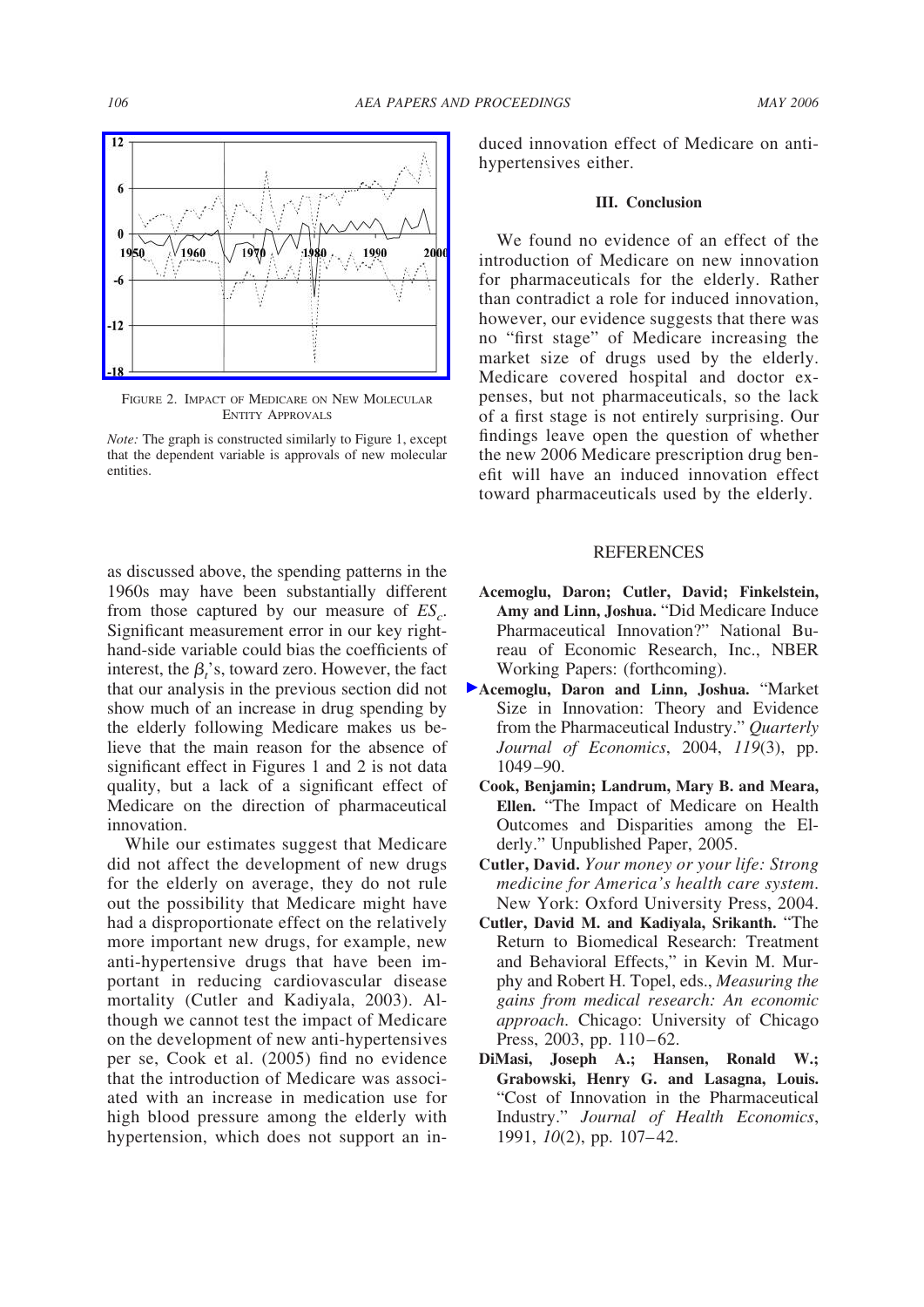FIGURE 2. IMPACT OF MEDICARE ON NEW MOLECULAR ENTITY APPROVALS

*Note:* The graph is constructed similarly to Figure 1, except that the dependent variable is approvals of new molecular entities.

as discussed above, the spending patterns in the 1960s may have been substantially different from those captured by our measure of $ES_c$. Significant measurement error in our key right-hand-side variable could bias the coefficients of interest, the $\beta_t$'s, toward zero. However, the fact that our analysis in the previous section did not show much of an increase in drug spending by the elderly following Medicare makes us believe that the main reason for the absence of significant effect in Figures 1 and 2 is not data quality, but a lack of a significant effect of Medicare on the direction of pharmaceutical innovation.

While our estimates suggest that Medicare did not affect the development of new drugs for the elderly on average, they do not rule out the possibility that Medicare might have had a disproportionate effect on the relatively more important new drugs, for example, new anti-hypertensive drugs that have been important in reducing cardiovascular disease mortality (Cutler and Kadiyala, 2003). Although we cannot test the impact of Medicare on the development of new anti-hypertensives per se, Cook et al. (2005) find no evidence that the introduction of Medicare was associated with an increase in medication use for high blood pressure among the elderly with hypertension, which does not support an induced innovation effect of Medicare on anti-hypertensives either.

## III. Conclusion

We found no evidence of an effect of the introduction of Medicare on new innovation for pharmaceuticals for the elderly. Rather than contradict a role for induced innovation, however, our evidence suggests that there was no "first stage" of Medicare increasing the market size of drugs used by the elderly. Medicare covered hospital and doctor expenses, but not pharmaceuticals, so the lack of a first stage is not entirely surprising. Our findings leave open the question of whether the new 2006 Medicare prescription drug benefit will have an induced innovation effect toward pharmaceuticals used by the elderly.

## REFERENCES

**Acemoglu, Daron; Cutler, David; Finkelstein, Amy and Linn, Joshua.** "Did Medicare Induce Pharmaceutical Innovation?" National Bureau of Economic Research, Inc., NBER Working Papers: (forthcoming).

**Acemoglu, Daron and Linn, Joshua.** "Market Size in Innovation: Theory and Evidence from the Pharmaceutical Industry." *Quarterly Journal of Economics*, 2004, *119*(3), pp. 1049–90.

**Cook, Benjamin; Landrum, Mary B. and Meara, Ellen.** "The Impact of Medicare on Health Outcomes and Disparities among the Elderly." Unpublished Paper, 2005.

**Cutler, David.** *Your money or your life: Strong medicine for America's health care system*. New York: Oxford University Press, 2004.

**Cutler, David M. and Kadiyala, Srikanth.** "The Return to Biomedical Research: Treatment and Behavioral Effects," in Kevin M. Murphy and Robert H. Topel, eds., *Measuring the gains from medical research: An economic approach*. Chicago: University of Chicago Press, 2003, pp. 110–62.

**DiMasi, Joseph A.; Hansen, Ronald W.; Grabowski, Henry G. and Lasagna, Louis.** "Cost of Innovation in the Pharmaceutical Industry." *Journal of Health Economics*, 1991, *10*(2), pp. 107–42.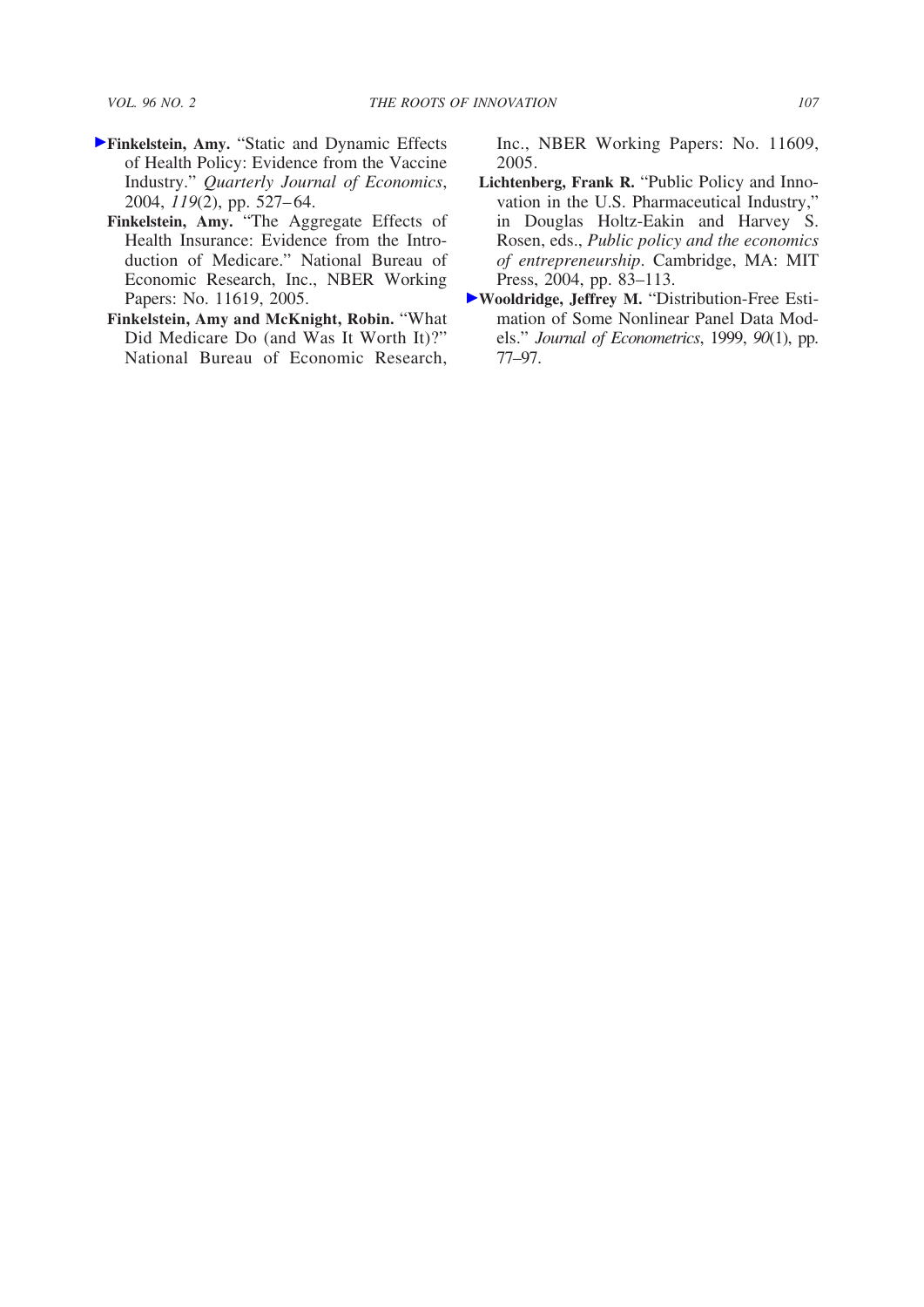**Finkelstein, Amy.** "Static and Dynamic Effects of Health Policy: Evidence from the Vaccine Industry." *Quarterly Journal of Economics*, 2004, *119*(2), pp. 527–64.

**Finkelstein, Amy.** "The Aggregate Effects of Health Insurance: Evidence from the Introduction of Medicare." National Bureau of Economic Research, Inc., NBER Working Papers: No. 11619, 2005.

**Finkelstein, Amy and McKnight, Robin.** "What Did Medicare Do (and Was It Worth It)?" National Bureau of Economic Research, Inc., NBER Working Papers: No. 11609, 2005.

**Lichtenberg, Frank R.** "Public Policy and Innovation in the U.S. Pharmaceutical Industry," in Douglas Holtz-Eakin and Harvey S. Rosen, eds., *Public policy and the economics of entrepreneurship*. Cambridge, MA: MIT Press, 2004, pp. 83–113.

**Wooldridge, Jeffrey M.** "Distribution-Free Estimation of Some Nonlinear Panel Data Models." *Journal of Econometrics*, 1999, *90*(1), pp. 77–97.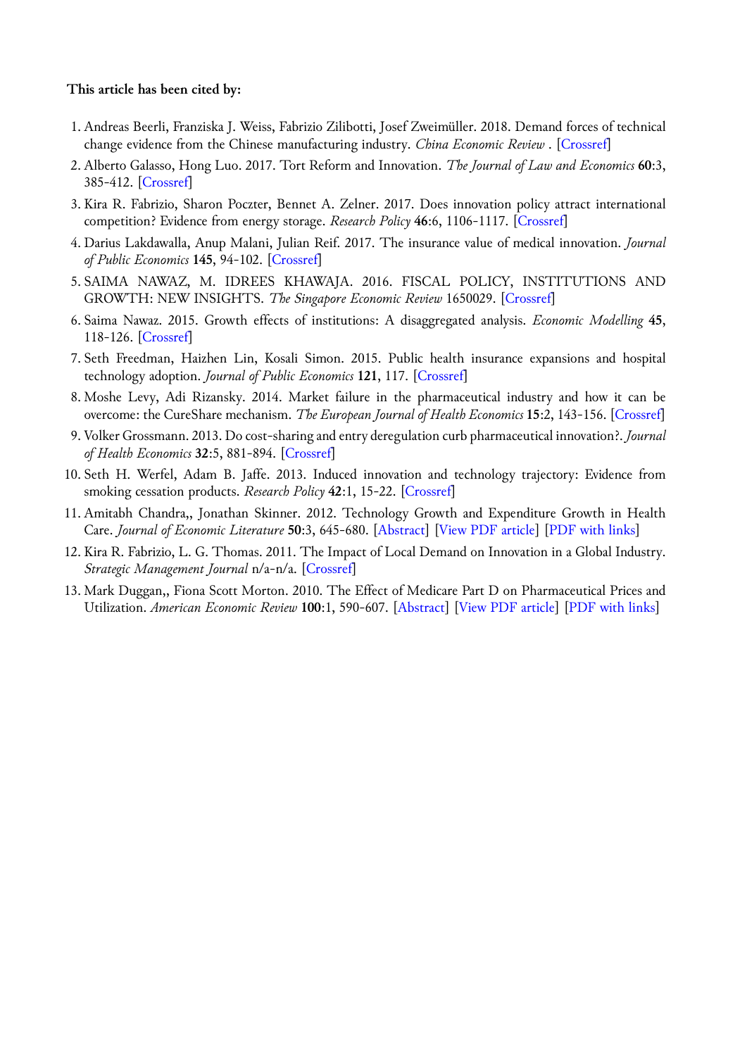**This article has been cited by:**

1. Andreas Beerli, Franziska J. Weiss, Fabrizio Zilibotti, Josef Zweimüller. 2018. Demand forces of technical change evidence from the Chinese manufacturing industry. *China Economic Review* . [Crossref]
2. Alberto Galasso, Hong Luo. 2017. Tort Reform and Innovation. *The Journal of Law and Economics* **60**:3, 385-412. [Crossref]
3. Kira R. Fabrizio, Sharon Poczter, Bennet A. Zelner. 2017. Does innovation policy attract international competition? Evidence from energy storage. *Research Policy* **46**:6, 1106-1117. [Crossref]
4. Darius Lakdawalla, Anup Malani, Julian Reif. 2017. The insurance value of medical innovation. *Journal of Public Economics* **145**, 94-102. [Crossref]
5. SAIMA NAWAZ, M. IDREES KHAWAJA. 2016. FISCAL POLICY, INSTITUTIONS AND GROWTH: NEW INSIGHTS. *The Singapore Economic Review* 1650029. [Crossref]
6. Saima Nawaz. 2015. Growth effects of institutions: A disaggregated analysis. *Economic Modelling* **45**, 118-126. [Crossref]
7. Seth Freedman, Haizhen Lin, Kosali Simon. 2015. Public health insurance expansions and hospital technology adoption. *Journal of Public Economics* **121**, 117. [Crossref]
8. Moshe Levy, Adi Rizansky. 2014. Market failure in the pharmaceutical industry and how it can be overcome: the CureShare mechanism. *The European Journal of Health Economics* **15**:2, 143-156. [Crossref]
9. Volker Grossmann. 2013. Do cost-sharing and entry deregulation curb pharmaceutical innovation?. *Journal of Health Economics* **32**:5, 881-894. [Crossref]
10. Seth H. Werfel, Adam B. Jaffe. 2013. Induced innovation and technology trajectory: Evidence from smoking cessation products. *Research Policy* **42**:1, 15-22. [Crossref]
11. Amitabh Chandra,, Jonathan Skinner. 2012. Technology Growth and Expenditure Growth in Health Care. *Journal of Economic Literature* **50**:3, 645-680. [Abstract] [View PDF article] [PDF with links]
12. Kira R. Fabrizio, L. G. Thomas. 2011. The Impact of Local Demand on Innovation in a Global Industry. *Strategic Management Journal* n/a-n/a. [Crossref]
13. Mark Duggan,, Fiona Scott Morton. 2010. The Effect of Medicare Part D on Pharmaceutical Prices and Utilization. *American Economic Review* **100**:1, 590-607. [Abstract] [View PDF article] [PDF with links]